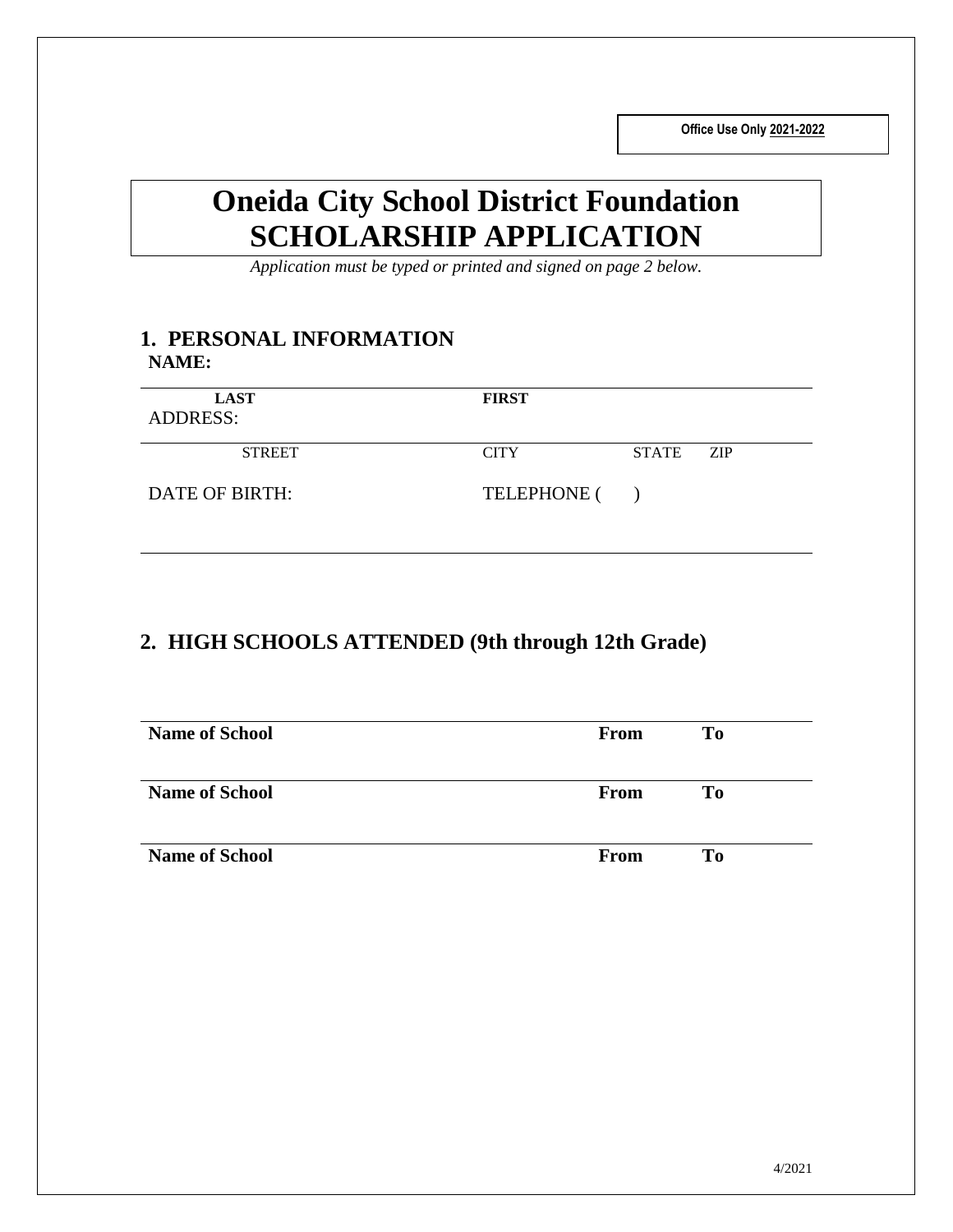**Office Use Only 2021-2022**

# Oneida City School District Foundation
# SCHOLARSHIP APPLICATION

*Application must be typed or printed and signed on page 2 below.*

## 1. PERSONAL INFORMATION

**NAME:**

| **LAST** | **FIRST** | | |
|---|---|---|---|

ADDRESS:

| STREET | CITY | STATE | ZIP |
|---|---|---|---|

DATE OF BIRTH: TELEPHONE ( )

## 2. HIGH SCHOOLS ATTENDED (9th through 12th Grade)

| **Name of School** | **From** | **To** |
|---|---|---|
| **Name of School** | **From** | **To** |
| **Name of School** | **From** | **To** |

4/2021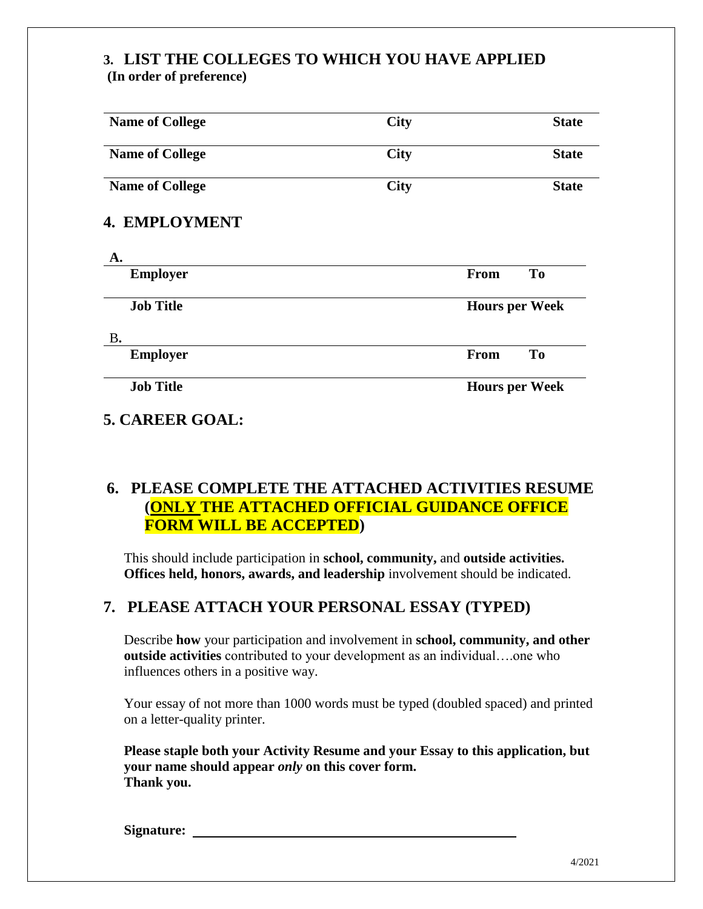## 3. LIST THE COLLEGES TO WHICH YOU HAVE APPLIED

**(In order of preference)**

| | | |
|---|---|---|
| **Name of College** | **City** | **State** |
| **Name of College** | **City** | **State** |
| **Name of College** | **City** | **State** |

## 4. EMPLOYMENT

**A.**

| | | |
|---|---|---|
| **Employer** | **From** | **To** |
| **Job Title** | **Hours per Week** | |

B.

| | | |
|---|---|---|
| **Employer** | **From** | **To** |
| **Job Title** | **Hours per Week** | |

## 5. CAREER GOAL:

## 6. PLEASE COMPLETE THE ATTACHED ACTIVITIES RESUME (ONLY THE ATTACHED OFFICIAL GUIDANCE OFFICE FORM WILL BE ACCEPTED)

This should include participation in **school, community,** and **outside activities. Offices held, honors, awards, and leadership** involvement should be indicated.

## 7. PLEASE ATTACH YOUR PERSONAL ESSAY (TYPED)

Describe **how** your participation and involvement in **school, community, and other outside activities** contributed to your development as an individual….one who influences others in a positive way.

Your essay of not more than 1000 words must be typed (doubled spaced) and printed on a letter-quality printer.

**Please staple both your Activity Resume and your Essay to this application, but your name should appear *only* on this cover form.**
**Thank you.**

**Signature:** ______________________________

4/2021